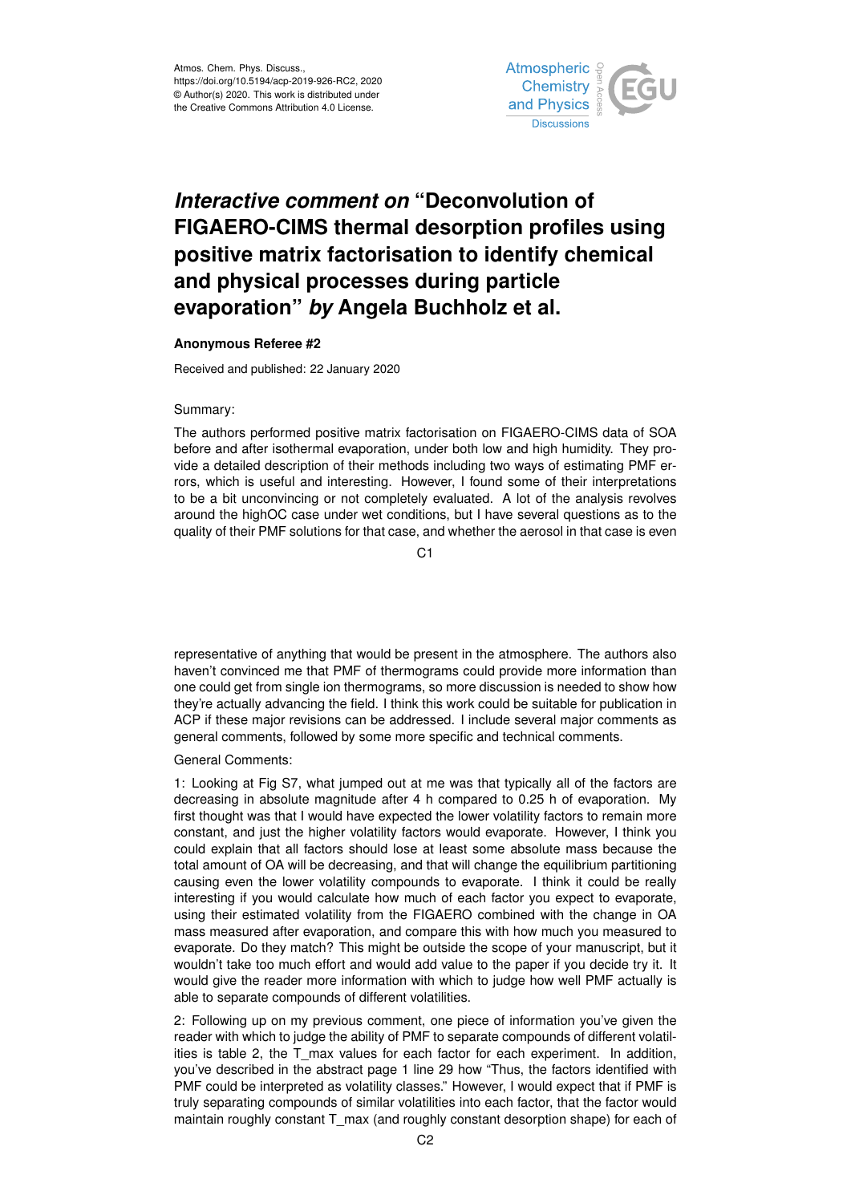# *Interactive comment on* "Deconvolution of FIGAERO-CIMS thermal desorption profiles using positive matrix factorisation to identify chemical and physical processes during particle evaporation" *by* Angela Buchholz et al.

**Anonymous Referee #2**

Received and published: 22 January 2020

Summary:

The authors performed positive matrix factorisation on FIGAERO-CIMS data of SOA before and after isothermal evaporation, under both low and high humidity. They provide a detailed description of their methods including two ways of estimating PMF errors, which is useful and interesting. However, I found some of their interpretations to be a bit unconvincing or not completely evaluated. A lot of the analysis revolves around the highOC case under wet conditions, but I have several questions as to the quality of their PMF solutions for that case, and whether the aerosol in that case is even representative of anything that would be present in the atmosphere. The authors also haven't convinced me that PMF of thermograms could provide more information than one could get from single ion thermograms, so more discussion is needed to show how they're actually advancing the field. I think this work could be suitable for publication in ACP if these major revisions can be addressed. I include several major comments as general comments, followed by some more specific and technical comments.

General Comments:

1: Looking at Fig S7, what jumped out at me was that typically all of the factors are decreasing in absolute magnitude after 4 h compared to 0.25 h of evaporation. My first thought was that I would have expected the lower volatility factors to remain more constant, and just the higher volatility factors would evaporate. However, I think you could explain that all factors should lose at least some absolute mass because the total amount of OA will be decreasing, and that will change the equilibrium partitioning causing even the lower volatility compounds to evaporate. I think it could be really interesting if you would calculate how much of each factor you expect to evaporate, using their estimated volatility from the FIGAERO combined with the change in OA mass measured after evaporation, and compare this with how much you measured to evaporate. Do they match? This might be outside the scope of your manuscript, but it wouldn't take too much effort and would add value to the paper if you decide try it. It would give the reader more information with which to judge how well PMF actually is able to separate compounds of different volatilities.

2: Following up on my previous comment, one piece of information you've given the reader with which to judge the ability of PMF to separate compounds of different volatilities is table 2, the T_max values for each factor for each experiment. In addition, you've described in the abstract page 1 line 29 how "Thus, the factors identified with PMF could be interpreted as volatility classes." However, I would expect that if PMF is truly separating compounds of similar volatilities into each factor, that the factor would maintain roughly constant T_max (and roughly constant desorption shape) for each of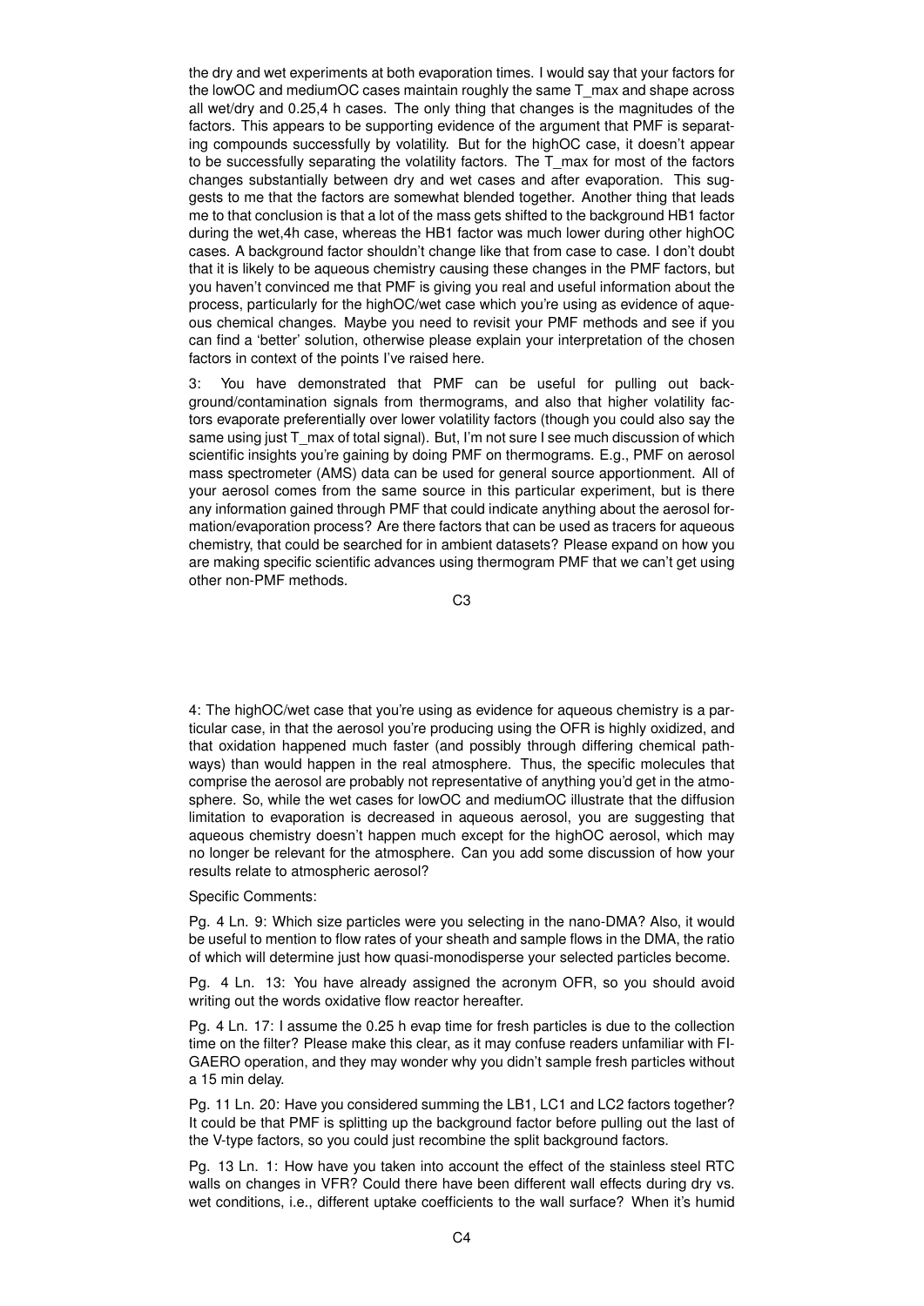the dry and wet experiments at both evaporation times. I would say that your factors for the lowOC and mediumOC cases maintain roughly the same T_max and shape across all wet/dry and 0.25,4 h cases. The only thing that changes is the magnitudes of the factors. This appears to be supporting evidence of the argument that PMF is separating compounds successfully by volatility. But for the highOC case, it doesn't appear to be successfully separating the volatility factors. The T_max for most of the factors changes substantially between dry and wet cases and after evaporation. This suggests to me that the factors are somewhat blended together. Another thing that leads me to that conclusion is that a lot of the mass gets shifted to the background HB1 factor during the wet,4h case, whereas the HB1 factor was much lower during other highOC cases. A background factor shouldn't change like that from case to case. I don't doubt that it is likely to be aqueous chemistry causing these changes in the PMF factors, but you haven't convinced me that PMF is giving you real and useful information about the process, particularly for the highOC/wet case which you're using as evidence of aqueous chemical changes. Maybe you need to revisit your PMF methods and see if you can find a 'better' solution, otherwise please explain your interpretation of the chosen factors in context of the points I've raised here.

3: You have demonstrated that PMF can be useful for pulling out background/contamination signals from thermograms, and also that higher volatility factors evaporate preferentially over lower volatility factors (though you could also say the same using just T_max of total signal). But, I'm not sure I see much discussion of which scientific insights you're gaining by doing PMF on thermograms. E.g., PMF on aerosol mass spectrometer (AMS) data can be used for general source apportionment. All of your aerosol comes from the same source in this particular experiment, but is there any information gained through PMF that could indicate anything about the aerosol formation/evaporation process? Are there factors that can be used as tracers for aqueous chemistry, that could be searched for in ambient datasets? Please expand on how you are making specific scientific advances using thermogram PMF that we can't get using other non-PMF methods.

4: The highOC/wet case that you're using as evidence for aqueous chemistry is a particular case, in that the aerosol you're producing using the OFR is highly oxidized, and that oxidation happened much faster (and possibly through differing chemical pathways) than would happen in the real atmosphere. Thus, the specific molecules that comprise the aerosol are probably not representative of anything you'd get in the atmosphere. So, while the wet cases for lowOC and mediumOC illustrate that the diffusion limitation to evaporation is decreased in aqueous aerosol, you are suggesting that aqueous chemistry doesn't happen much except for the highOC aerosol, which may no longer be relevant for the atmosphere. Can you add some discussion of how your results relate to atmospheric aerosol?

Specific Comments:

Pg. 4 Ln. 9: Which size particles were you selecting in the nano-DMA? Also, it would be useful to mention to flow rates of your sheath and sample flows in the DMA, the ratio of which will determine just how quasi-monodisperse your selected particles become.

Pg. 4 Ln. 13: You have already assigned the acronym OFR, so you should avoid writing out the words oxidative flow reactor hereafter.

Pg. 4 Ln. 17: I assume the 0.25 h evap time for fresh particles is due to the collection time on the filter? Please make this clear, as it may confuse readers unfamiliar with FIGAERO operation, and they may wonder why you didn't sample fresh particles without a 15 min delay.

Pg. 11 Ln. 20: Have you considered summing the LB1, LC1 and LC2 factors together? It could be that PMF is splitting up the background factor before pulling out the last of the V-type factors, so you could just recombine the split background factors.

Pg. 13 Ln. 1: How have you taken into account the effect of the stainless steel RTC walls on changes in VFR? Could there have been different wall effects during dry vs. wet conditions, i.e., different uptake coefficients to the wall surface? When it's humid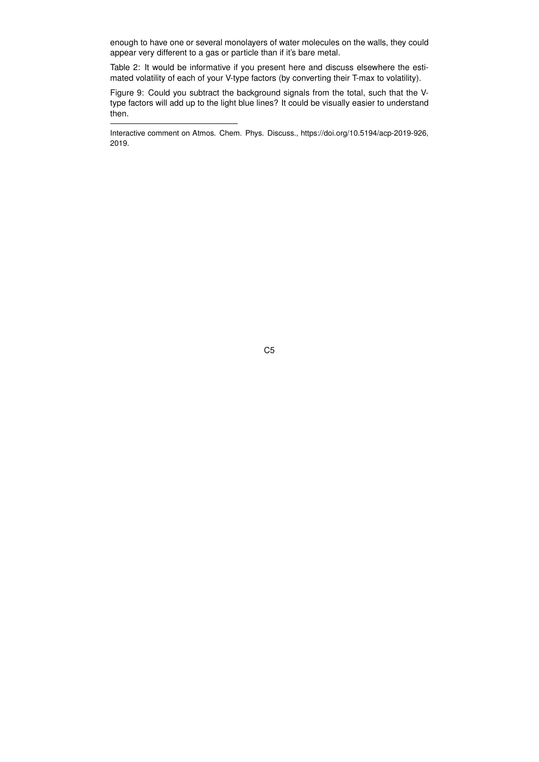enough to have one or several monolayers of water molecules on the walls, they could appear very different to a gas or particle than if it's bare metal.

Table 2: It would be informative if you present here and discuss elsewhere the estimated volatility of each of your V-type factors (by converting their T-max to volatility).

Figure 9: Could you subtract the background signals from the total, such that the V-type factors will add up to the light blue lines? It could be visually easier to understand then.

---

Interactive comment on Atmos. Chem. Phys. Discuss., https://doi.org/10.5194/acp-2019-926, 2019.